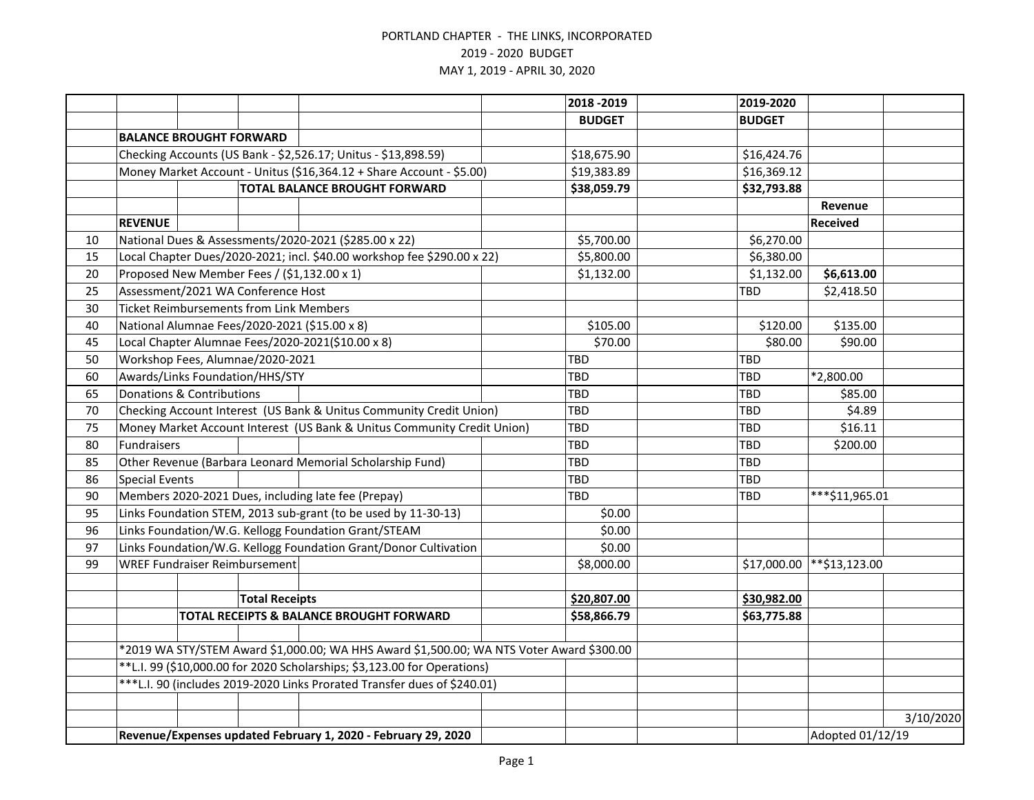PORTLAND CHAPTER - THE LINKS, INCORPORATED

2019 - 2020 BUDGET

MAY 1, 2019 - APRIL 30, 2020

| | | 2018 -2019 BUDGET | 2019-2020 BUDGET | Revenue Received |
|---|---|---|---|---|
| | **BALANCE BROUGHT FORWARD** | | | |
| | Checking Accounts (US Bank - $2,526.17; Unitus - $13,898.59) | $18,675.90 | $16,424.76 | |
| | Money Market Account - Unitus ($16,364.12 + Share Account - $5.00) | $19,383.89 | $16,369.12 | |
| | **TOTAL BALANCE BROUGHT FORWARD** | **$38,059.79** | **$32,793.88** | |
| | **REVENUE** | | | |
| 10 | National Dues & Assessments/2020-2021 ($285.00 x 22) | $5,700.00 | $6,270.00 | |
| 15 | Local Chapter Dues/2020-2021; incl. $40.00 workshop fee $290.00 x 22) | $5,800.00 | $6,380.00 | |
| 20 | Proposed New Member Fees / ($1,132.00 x 1) | $1,132.00 | $1,132.00 | **$6,613.00** |
| 25 | Assessment/2021 WA Conference Host | | TBD | $2,418.50 |
| 30 | Ticket Reimbursements from Link Members | | | |
| 40 | National Alumnae Fees/2020-2021 ($15.00 x 8) | $105.00 | $120.00 | $135.00 |
| 45 | Local Chapter Alumnae Fees/2020-2021($10.00 x 8) | $70.00 | $80.00 | $90.00 |
| 50 | Workshop Fees, Alumnae/2020-2021 | TBD | TBD | |
| 60 | Awards/Links Foundation/HHS/STY | TBD | TBD | *2,800.00 |
| 65 | Donations & Contributions | TBD | TBD | $85.00 |
| 70 | Checking Account Interest (US Bank & Unitus Community Credit Union) | TBD | TBD | $4.89 |
| 75 | Money Market Account Interest (US Bank & Unitus Community Credit Union) | TBD | TBD | $16.11 |
| 80 | Fundraisers | TBD | TBD | $200.00 |
| 85 | Other Revenue (Barbara Leonard Memorial Scholarship Fund) | TBD | TBD | |
| 86 | Special Events | TBD | TBD | |
| 90 | Members 2020-2021 Dues, including late fee (Prepay) | TBD | TBD | ***$11,965.01 |
| 95 | Links Foundation STEM, 2013 sub-grant (to be used by 11-30-13) | $0.00 | | |
| 96 | Links Foundation/W.G. Kellogg Foundation Grant/STEAM | $0.00 | | |
| 97 | Links Foundation/W.G. Kellogg Foundation Grant/Donor Cultivation | $0.00 | | |
| 99 | WREF Fundraiser Reimbursement | $8,000.00 | $17,000.00 | **$13,123.00 |
| | **Total Receipts** | **$20,807.00** | **$30,982.00** | |
| | **TOTAL RECEIPTS & BALANCE BROUGHT FORWARD** | **$58,866.79** | **$63,775.88** | |

*2019 WA STY/STEM Award $1,000.00; WA HHS Award $1,500.00; WA NTS Voter Award $300.00

**L.I. 99 ($10,000.00 for 2020 Scholarships; $3,123.00 for Operations)

***L.I. 90 (includes 2019-2020 Links Prorated Transfer dues of $240.01)

3/10/2020

**Revenue/Expenses updated February 1, 2020 - February 29, 2020**

Adopted 01/12/19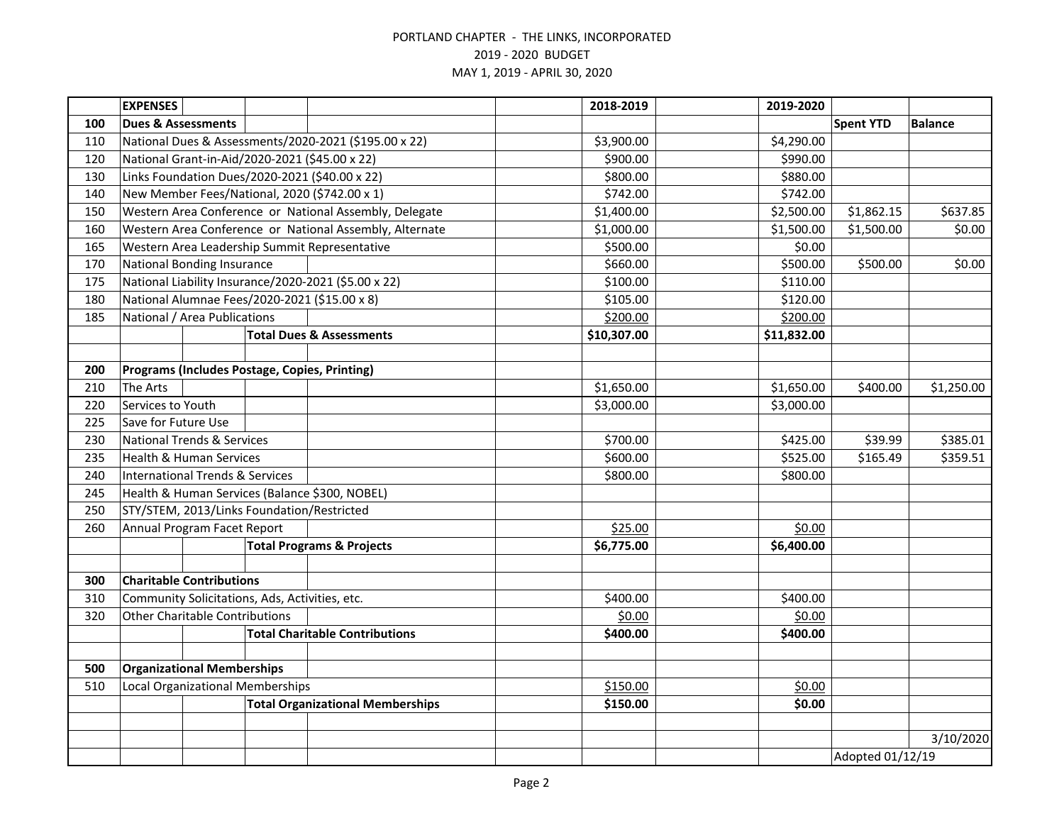PORTLAND CHAPTER - THE LINKS, INCORPORATED
2019 - 2020 BUDGET
MAY 1, 2019 - APRIL 30, 2020

| | EXPENSES | 2018-2019 | 2019-2020 | | |
|---|---|---|---|---|---|
| **100** | **Dues & Assessments** | | | **Spent YTD** | **Balance** |
| 110 | National Dues & Assessments/2020-2021 ($195.00 x 22) | $3,900.00 | $4,290.00 | | |
| 120 | National Grant-in-Aid/2020-2021 ($45.00 x 22) | $900.00 | $990.00 | | |
| 130 | Links Foundation Dues/2020-2021 ($40.00 x 22) | $800.00 | $880.00 | | |
| 140 | New Member Fees/National, 2020 ($742.00 x 1) | $742.00 | $742.00 | | |
| 150 | Western Area Conference or National Assembly, Delegate | $1,400.00 | $2,500.00 | $1,862.15 | $637.85 |
| 160 | Western Area Conference or National Assembly, Alternate | $1,000.00 | $1,500.00 | $1,500.00 | $0.00 |
| 165 | Western Area Leadership Summit Representative | $500.00 | $0.00 | | |
| 170 | National Bonding Insurance | $660.00 | $500.00 | $500.00 | $0.00 |
| 175 | National Liability Insurance/2020-2021 ($5.00 x 22) | $100.00 | $110.00 | | |
| 180 | National Alumnae Fees/2020-2021 ($15.00 x 8) | $105.00 | $120.00 | | |
| 185 | National / Area Publications | $200.00 | $200.00 | | |
| | **Total Dues & Assessments** | **$10,307.00** | **$11,832.00** | | |
| | | | | | |
| **200** | **Programs (Includes Postage, Copies, Printing)** | | | | |
| 210 | The Arts | $1,650.00 | $1,650.00 | $400.00 | $1,250.00 |
| 220 | Services to Youth | $3,000.00 | $3,000.00 | | |
| 225 | Save for Future Use | | | | |
| 230 | National Trends & Services | $700.00 | $425.00 | $39.99 | $385.01 |
| 235 | Health & Human Services | $600.00 | $525.00 | $165.49 | $359.51 |
| 240 | International Trends & Services | $800.00 | $800.00 | | |
| 245 | Health & Human Services (Balance $300, NOBEL) | | | | |
| 250 | STY/STEM, 2013/Links Foundation/Restricted | | | | |
| 260 | Annual Program Facet Report | $25.00 | $0.00 | | |
| | **Total Programs & Projects** | **$6,775.00** | **$6,400.00** | | |
| | | | | | |
| **300** | **Charitable Contributions** | | | | |
| 310 | Community Solicitations, Ads, Activities, etc. | $400.00 | $400.00 | | |
| 320 | Other Charitable Contributions | $0.00 | $0.00 | | |
| | **Total Charitable Contributions** | **$400.00** | **$400.00** | | |
| | | | | | |
| **500** | **Organizational Memberships** | | | | |
| 510 | Local Organizational Memberships | $150.00 | $0.00 | | |
| | **Total Organizational Memberships** | **$150.00** | **$0.00** | | |
| | | | | | |
| | | | | | 3/10/2020 |
| | | | | Adopted 01/12/19 | |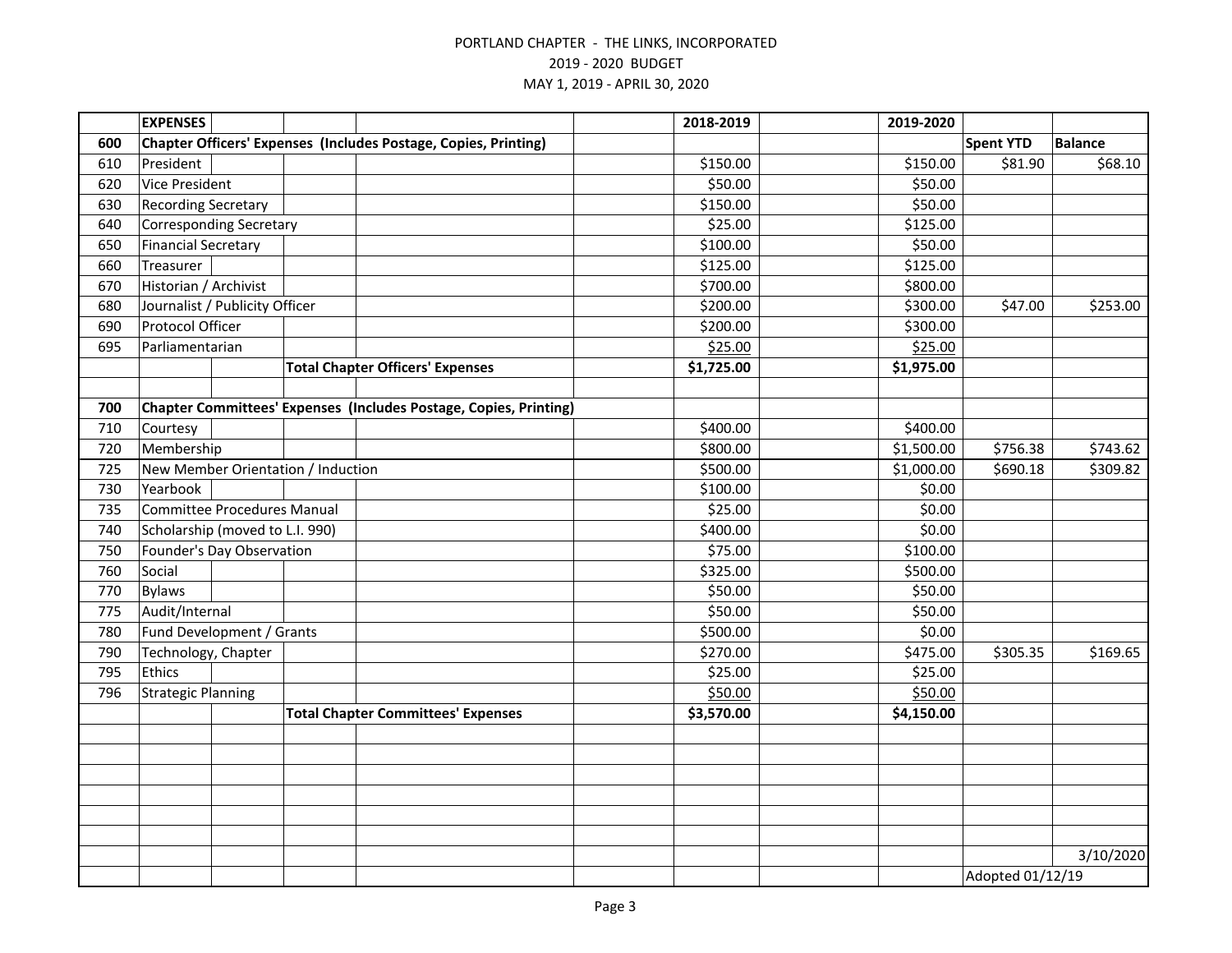PORTLAND CHAPTER - THE LINKS, INCORPORATED
2019 - 2020 BUDGET
MAY 1, 2019 - APRIL 30, 2020

| | EXPENSES | 2018-2019 | 2019-2020 | | |
|---|---|---|---|---|---|
| **600** | **Chapter Officers' Expenses (Includes Postage, Copies, Printing)** | | | **Spent YTD** | **Balance** |
| 610 | President | $150.00 | $150.00 | $81.90 | $68.10 |
| 620 | Vice President | $50.00 | $50.00 | | |
| 630 | Recording Secretary | $150.00 | $50.00 | | |
| 640 | Corresponding Secretary | $25.00 | $125.00 | | |
| 650 | Financial Secretary | $100.00 | $50.00 | | |
| 660 | Treasurer | $125.00 | $125.00 | | |
| 670 | Historian / Archivist | $700.00 | $800.00 | | |
| 680 | Journalist / Publicity Officer | $200.00 | $300.00 | $47.00 | $253.00 |
| 690 | Protocol Officer | $200.00 | $300.00 | | |
| 695 | Parliamentarian | $25.00 | $25.00 | | |
| | **Total Chapter Officers' Expenses** | **$1,725.00** | **$1,975.00** | | |
| | | | | | |
| **700** | **Chapter Committees' Expenses (Includes Postage, Copies, Printing)** | | | | |
| 710 | Courtesy | $400.00 | $400.00 | | |
| 720 | Membership | $800.00 | $1,500.00 | $756.38 | $743.62 |
| 725 | New Member Orientation / Induction | $500.00 | $1,000.00 | $690.18 | $309.82 |
| 730 | Yearbook | $100.00 | $0.00 | | |
| 735 | Committee Procedures Manual | $25.00 | $0.00 | | |
| 740 | Scholarship (moved to L.I. 990) | $400.00 | $0.00 | | |
| 750 | Founder's Day Observation | $75.00 | $100.00 | | |
| 760 | Social | $325.00 | $500.00 | | |
| 770 | Bylaws | $50.00 | $50.00 | | |
| 775 | Audit/Internal | $50.00 | $50.00 | | |
| 780 | Fund Development / Grants | $500.00 | $0.00 | | |
| 790 | Technology, Chapter | $270.00 | $475.00 | $305.35 | $169.65 |
| 795 | Ethics | $25.00 | $25.00 | | |
| 796 | Strategic Planning | $50.00 | $50.00 | | |
| | **Total Chapter Committees' Expenses** | **$3,570.00** | **$4,150.00** | | |

3/10/2020

Adopted 01/12/19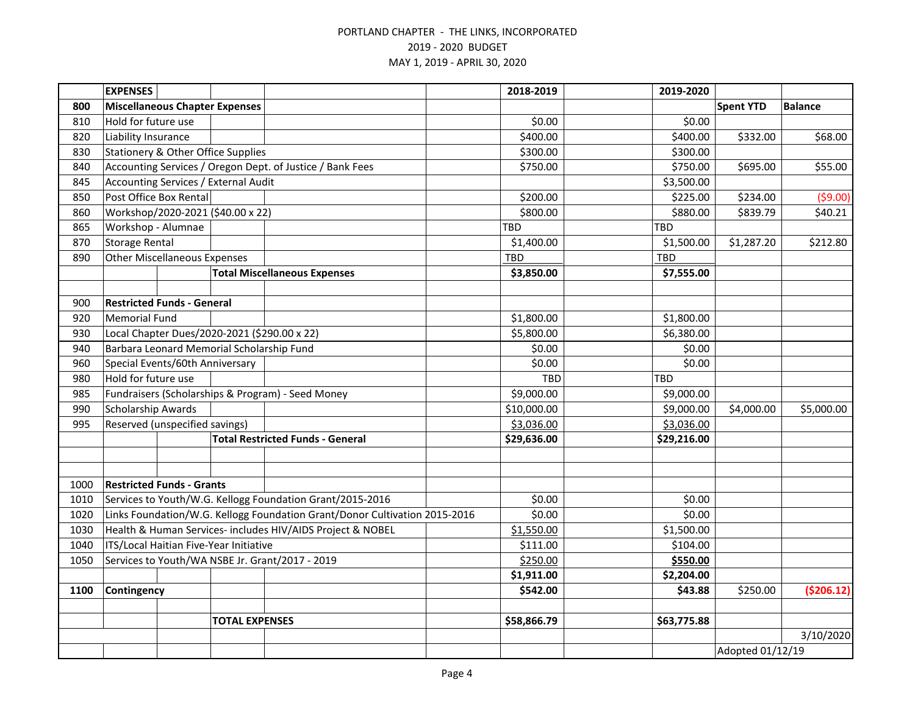PORTLAND CHAPTER - THE LINKS, INCORPORATED

2019 - 2020 BUDGET

MAY 1, 2019 - APRIL 30, 2020

| | | | |
|---|---|---|---|---|---|
| | **EXPENSES** | **2018-2019** | **2019-2020** | | |
| **800** | **Miscellaneous Chapter Expenses** | | | **Spent YTD** | **Balance** |
| 810 | Hold for future use | $0.00 | $0.00 | | |
| 820 | Liability Insurance | $400.00 | $400.00 | $332.00 | $68.00 |
| 830 | Stationery & Other Office Supplies | $300.00 | $300.00 | | |
| 840 | Accounting Services / Oregon Dept. of Justice / Bank Fees | $750.00 | $750.00 | $695.00 | $55.00 |
| 845 | Accounting Services / External Audit | | $3,500.00 | | |
| 850 | Post Office Box Rental | $200.00 | $225.00 | $234.00 | ($9.00) |
| 860 | Workshop/2020-2021 ($40.00 x 22) | $800.00 | $880.00 | $839.79 | $40.21 |
| 865 | Workshop - Alumnae | TBD | TBD | | |
| 870 | Storage Rental | $1,400.00 | $1,500.00 | $1,287.20 | $212.80 |
| 890 | Other Miscellaneous Expenses | TBD | TBD | | |
| | **Total Miscellaneous Expenses** | **$3,850.00** | **$7,555.00** | | |
| | | | | | |
| 900 | **Restricted Funds - General** | | | | |
| 920 | Memorial Fund | $1,800.00 | $1,800.00 | | |
| 930 | Local Chapter Dues/2020-2021 ($290.00 x 22) | $5,800.00 | $6,380.00 | | |
| 940 | Barbara Leonard Memorial Scholarship Fund | $0.00 | $0.00 | | |
| 960 | Special Events/60th Anniversary | $0.00 | $0.00 | | |
| 980 | Hold for future use | TBD | TBD | | |
| 985 | Fundraisers (Scholarships & Program) - Seed Money | $9,000.00 | $9,000.00 | | |
| 990 | Scholarship Awards | $10,000.00 | $9,000.00 | $4,000.00 | $5,000.00 |
| 995 | Reserved (unspecified savings) | $3,036.00 | $3,036.00 | | |
| | **Total Restricted Funds - General** | **$29,636.00** | **$29,216.00** | | |
| | | | | | |
| | | | | | |
| 1000 | **Restricted Funds - Grants** | | | | |
| 1010 | Services to Youth/W.G. Kellogg Foundation Grant/2015-2016 | $0.00 | $0.00 | | |
| 1020 | Links Foundation/W.G. Kellogg Foundation Grant/Donor Cultivation 2015-2016 | $0.00 | $0.00 | | |
| 1030 | Health & Human Services- includes HIV/AIDS Project & NOBEL | $1,550.00 | $1,500.00 | | |
| 1040 | ITS/Local Haitian Five-Year Initiative | $111.00 | $104.00 | | |
| 1050 | Services to Youth/WA NSBE Jr. Grant/2017 - 2019 | $250.00 | **$550.00** | | |
| | | **$1,911.00** | **$2,204.00** | | |
| **1100** | **Contingency** | **$542.00** | **$43.88** | $250.00 | **($206.12)** |
| | | | | | |
| | **TOTAL EXPENSES** | **$58,866.79** | **$63,775.88** | | |
| | | | | | 3/10/2020 |
| | | | | Adopted 01/12/19 | |